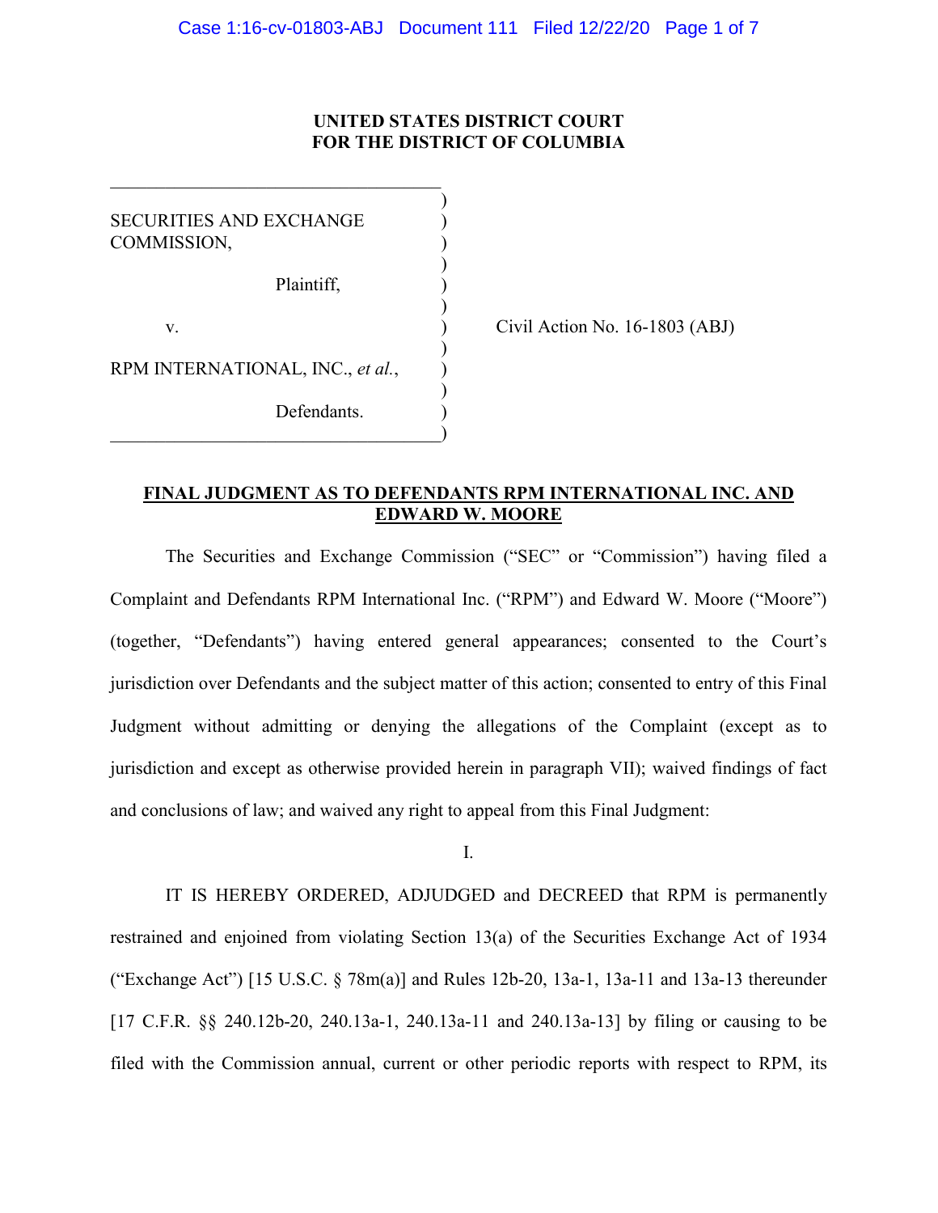**UNITED STATES DISTRICT COURT**
**FOR THE DISTRICT OF COLUMBIA**

| | |
|---|---|
| SECURITIES AND EXCHANGE COMMISSION,<br><br>Plaintiff,<br><br>v.<br><br>RPM INTERNATIONAL, INC., *et al.*,<br><br>Defendants. | Civil Action No. 16-1803 (ABJ) |

**FINAL JUDGMENT AS TO DEFENDANTS RPM INTERNATIONAL INC. AND EDWARD W. MOORE**

The Securities and Exchange Commission ("SEC" or "Commission") having filed a Complaint and Defendants RPM International Inc. ("RPM") and Edward W. Moore ("Moore") (together, "Defendants") having entered general appearances; consented to the Court's jurisdiction over Defendants and the subject matter of this action; consented to entry of this Final Judgment without admitting or denying the allegations of the Complaint (except as to jurisdiction and except as otherwise provided herein in paragraph VII); waived findings of fact and conclusions of law; and waived any right to appeal from this Final Judgment:

I.

IT IS HEREBY ORDERED, ADJUDGED and DECREED that RPM is permanently restrained and enjoined from violating Section 13(a) of the Securities Exchange Act of 1934 ("Exchange Act") [15 U.S.C. § 78m(a)] and Rules 12b-20, 13a-1, 13a-11 and 13a-13 thereunder [17 C.F.R. §§ 240.12b-20, 240.13a-1, 240.13a-11 and 240.13a-13] by filing or causing to be filed with the Commission annual, current or other periodic reports with respect to RPM, its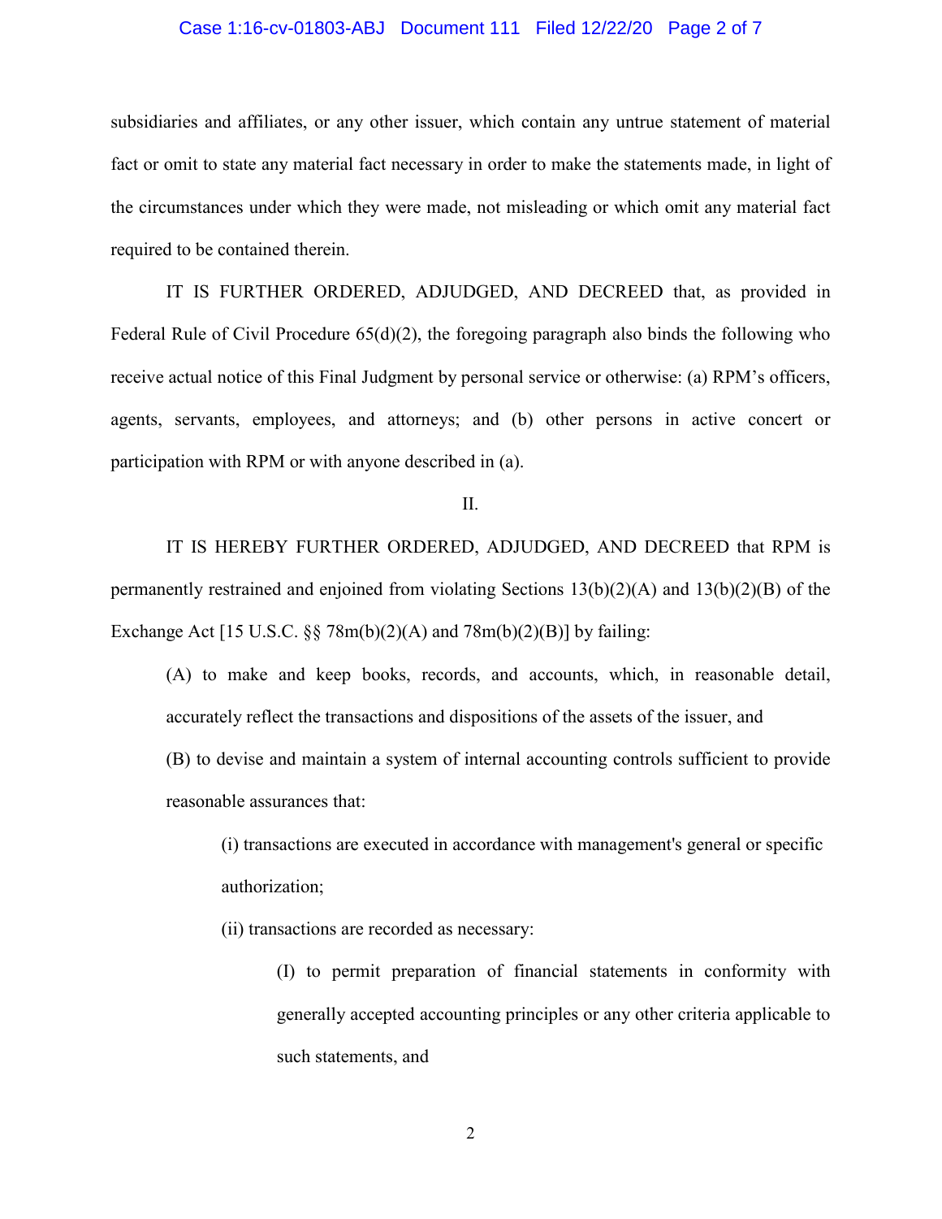subsidiaries and affiliates, or any other issuer, which contain any untrue statement of material fact or omit to state any material fact necessary in order to make the statements made, in light of the circumstances under which they were made, not misleading or which omit any material fact required to be contained therein.

IT IS FURTHER ORDERED, ADJUDGED, AND DECREED that, as provided in Federal Rule of Civil Procedure 65(d)(2), the foregoing paragraph also binds the following who receive actual notice of this Final Judgment by personal service or otherwise: (a) RPM's officers, agents, servants, employees, and attorneys; and (b) other persons in active concert or participation with RPM or with anyone described in (a).

II.

IT IS HEREBY FURTHER ORDERED, ADJUDGED, AND DECREED that RPM is permanently restrained and enjoined from violating Sections 13(b)(2)(A) and 13(b)(2)(B) of the Exchange Act [15 U.S.C. §§ 78m(b)(2)(A) and 78m(b)(2)(B)] by failing:

(A) to make and keep books, records, and accounts, which, in reasonable detail, accurately reflect the transactions and dispositions of the assets of the issuer, and

(B) to devise and maintain a system of internal accounting controls sufficient to provide reasonable assurances that:

(i) transactions are executed in accordance with management's general or specific authorization;

(ii) transactions are recorded as necessary:

(I) to permit preparation of financial statements in conformity with generally accepted accounting principles or any other criteria applicable to such statements, and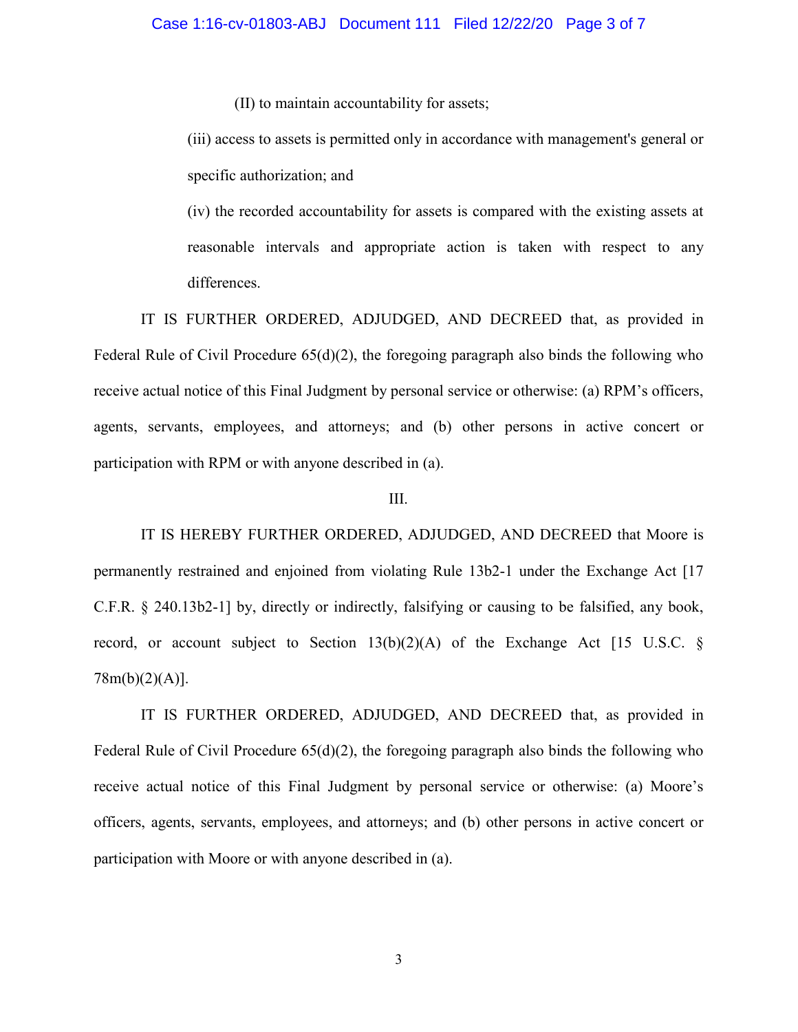(II) to maintain accountability for assets;

(iii) access to assets is permitted only in accordance with management's general or specific authorization; and

(iv) the recorded accountability for assets is compared with the existing assets at reasonable intervals and appropriate action is taken with respect to any differences.

IT IS FURTHER ORDERED, ADJUDGED, AND DECREED that, as provided in Federal Rule of Civil Procedure 65(d)(2), the foregoing paragraph also binds the following who receive actual notice of this Final Judgment by personal service or otherwise: (a) RPM's officers, agents, servants, employees, and attorneys; and (b) other persons in active concert or participation with RPM or with anyone described in (a).

III.

IT IS HEREBY FURTHER ORDERED, ADJUDGED, AND DECREED that Moore is permanently restrained and enjoined from violating Rule 13b2-1 under the Exchange Act [17 C.F.R. § 240.13b2-1] by, directly or indirectly, falsifying or causing to be falsified, any book, record, or account subject to Section 13(b)(2)(A) of the Exchange Act [15 U.S.C. § 78m(b)(2)(A)].

IT IS FURTHER ORDERED, ADJUDGED, AND DECREED that, as provided in Federal Rule of Civil Procedure 65(d)(2), the foregoing paragraph also binds the following who receive actual notice of this Final Judgment by personal service or otherwise: (a) Moore's officers, agents, servants, employees, and attorneys; and (b) other persons in active concert or participation with Moore or with anyone described in (a).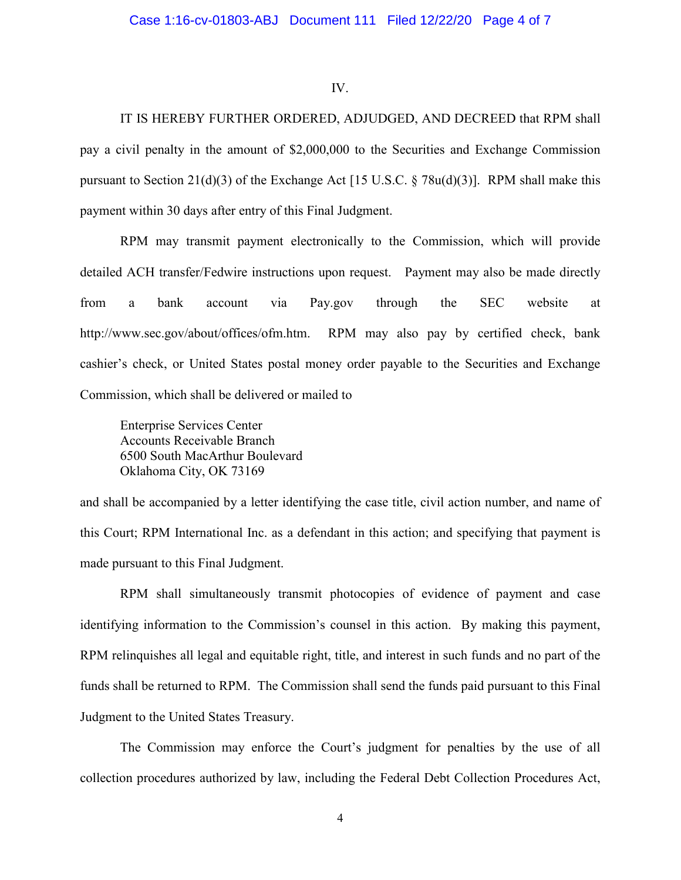IV.

IT IS HEREBY FURTHER ORDERED, ADJUDGED, AND DECREED that RPM shall pay a civil penalty in the amount of $2,000,000 to the Securities and Exchange Commission pursuant to Section 21(d)(3) of the Exchange Act [15 U.S.C. § 78u(d)(3)]. RPM shall make this payment within 30 days after entry of this Final Judgment.

RPM may transmit payment electronically to the Commission, which will provide detailed ACH transfer/Fedwire instructions upon request. Payment may also be made directly from a bank account via Pay.gov through the SEC website at http://www.sec.gov/about/offices/ofm.htm. RPM may also pay by certified check, bank cashier's check, or United States postal money order payable to the Securities and Exchange Commission, which shall be delivered or mailed to

Enterprise Services Center
Accounts Receivable Branch
6500 South MacArthur Boulevard
Oklahoma City, OK 73169

and shall be accompanied by a letter identifying the case title, civil action number, and name of this Court; RPM International Inc. as a defendant in this action; and specifying that payment is made pursuant to this Final Judgment.

RPM shall simultaneously transmit photocopies of evidence of payment and case identifying information to the Commission's counsel in this action. By making this payment, RPM relinquishes all legal and equitable right, title, and interest in such funds and no part of the funds shall be returned to RPM. The Commission shall send the funds paid pursuant to this Final Judgment to the United States Treasury.

The Commission may enforce the Court's judgment for penalties by the use of all collection procedures authorized by law, including the Federal Debt Collection Procedures Act,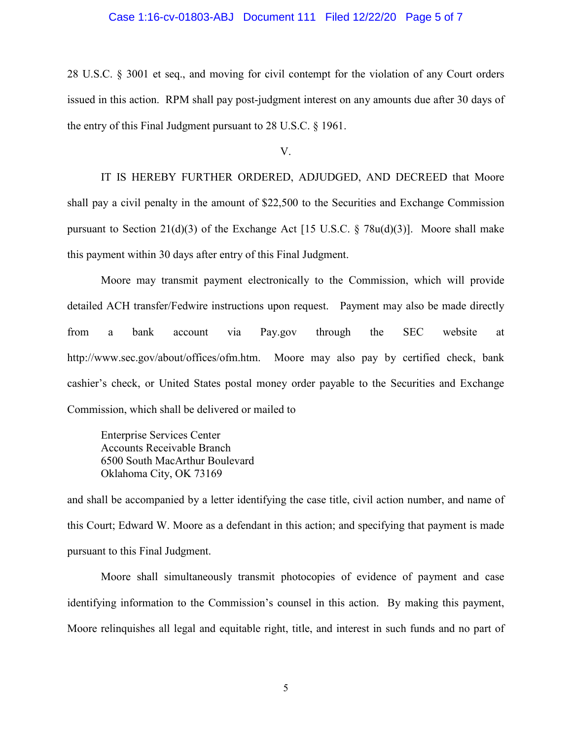28 U.S.C. § 3001 et seq., and moving for civil contempt for the violation of any Court orders issued in this action. RPM shall pay post-judgment interest on any amounts due after 30 days of the entry of this Final Judgment pursuant to 28 U.S.C. § 1961.

V.

IT IS HEREBY FURTHER ORDERED, ADJUDGED, AND DECREED that Moore shall pay a civil penalty in the amount of $22,500 to the Securities and Exchange Commission pursuant to Section 21(d)(3) of the Exchange Act [15 U.S.C. § 78u(d)(3)]. Moore shall make this payment within 30 days after entry of this Final Judgment.

Moore may transmit payment electronically to the Commission, which will provide detailed ACH transfer/Fedwire instructions upon request. Payment may also be made directly from a bank account via Pay.gov through the SEC website at http://www.sec.gov/about/offices/ofm.htm. Moore may also pay by certified check, bank cashier's check, or United States postal money order payable to the Securities and Exchange Commission, which shall be delivered or mailed to

Enterprise Services Center
Accounts Receivable Branch
6500 South MacArthur Boulevard
Oklahoma City, OK 73169

and shall be accompanied by a letter identifying the case title, civil action number, and name of this Court; Edward W. Moore as a defendant in this action; and specifying that payment is made pursuant to this Final Judgment.

Moore shall simultaneously transmit photocopies of evidence of payment and case identifying information to the Commission's counsel in this action. By making this payment, Moore relinquishes all legal and equitable right, title, and interest in such funds and no part of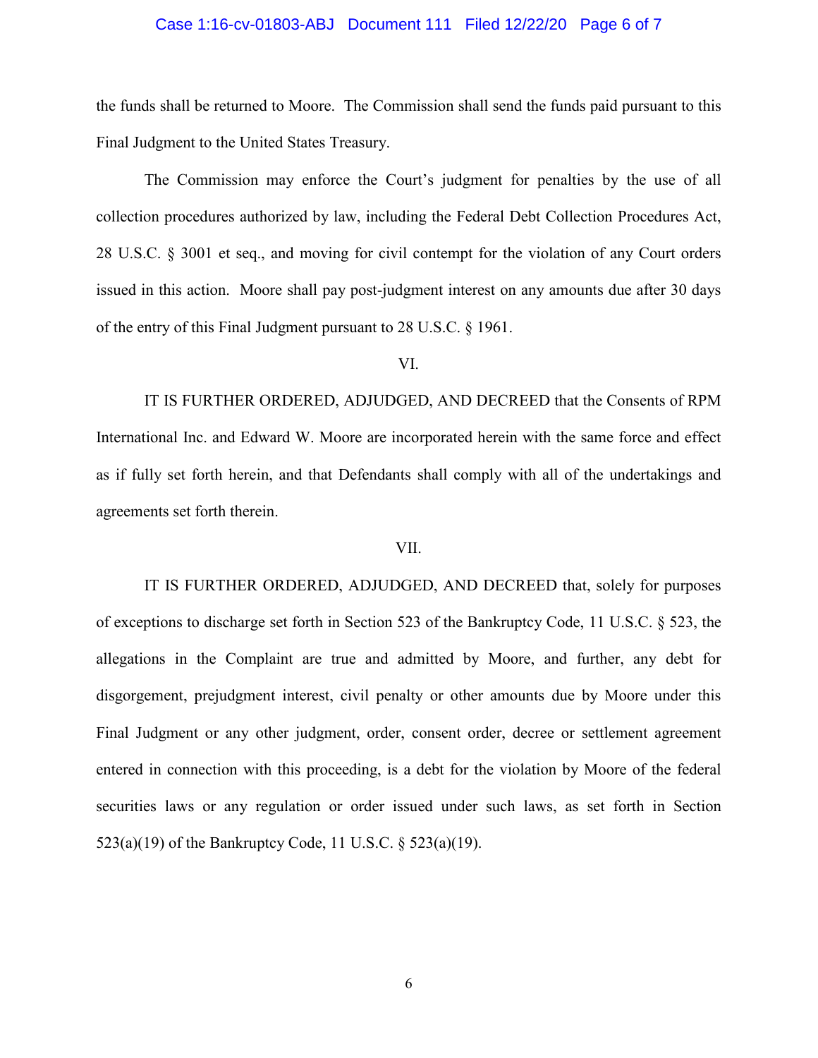the funds shall be returned to Moore. The Commission shall send the funds paid pursuant to this Final Judgment to the United States Treasury.

The Commission may enforce the Court's judgment for penalties by the use of all collection procedures authorized by law, including the Federal Debt Collection Procedures Act, 28 U.S.C. § 3001 et seq., and moving for civil contempt for the violation of any Court orders issued in this action. Moore shall pay post-judgment interest on any amounts due after 30 days of the entry of this Final Judgment pursuant to 28 U.S.C. § 1961.

VI.

IT IS FURTHER ORDERED, ADJUDGED, AND DECREED that the Consents of RPM International Inc. and Edward W. Moore are incorporated herein with the same force and effect as if fully set forth herein, and that Defendants shall comply with all of the undertakings and agreements set forth therein.

VII.

IT IS FURTHER ORDERED, ADJUDGED, AND DECREED that, solely for purposes of exceptions to discharge set forth in Section 523 of the Bankruptcy Code, 11 U.S.C. § 523, the allegations in the Complaint are true and admitted by Moore, and further, any debt for disgorgement, prejudgment interest, civil penalty or other amounts due by Moore under this Final Judgment or any other judgment, order, consent order, decree or settlement agreement entered in connection with this proceeding, is a debt for the violation by Moore of the federal securities laws or any regulation or order issued under such laws, as set forth in Section 523(a)(19) of the Bankruptcy Code, 11 U.S.C. § 523(a)(19).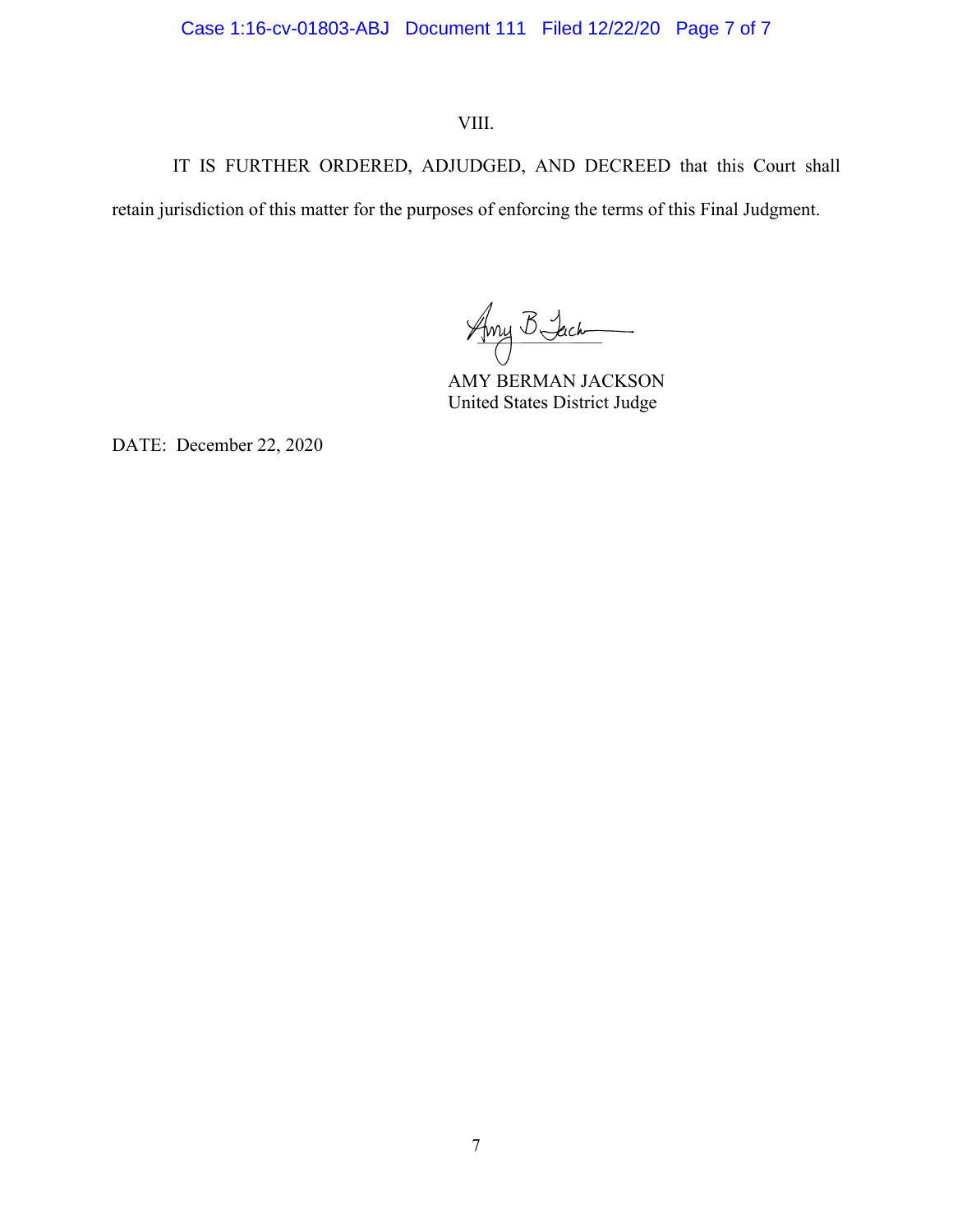VIII.

IT IS FURTHER ORDERED, ADJUDGED, AND DECREED that this Court shall retain jurisdiction of this matter for the purposes of enforcing the terms of this Final Judgment.

AMY BERMAN JACKSON
United States District Judge

DATE: December 22, 2020